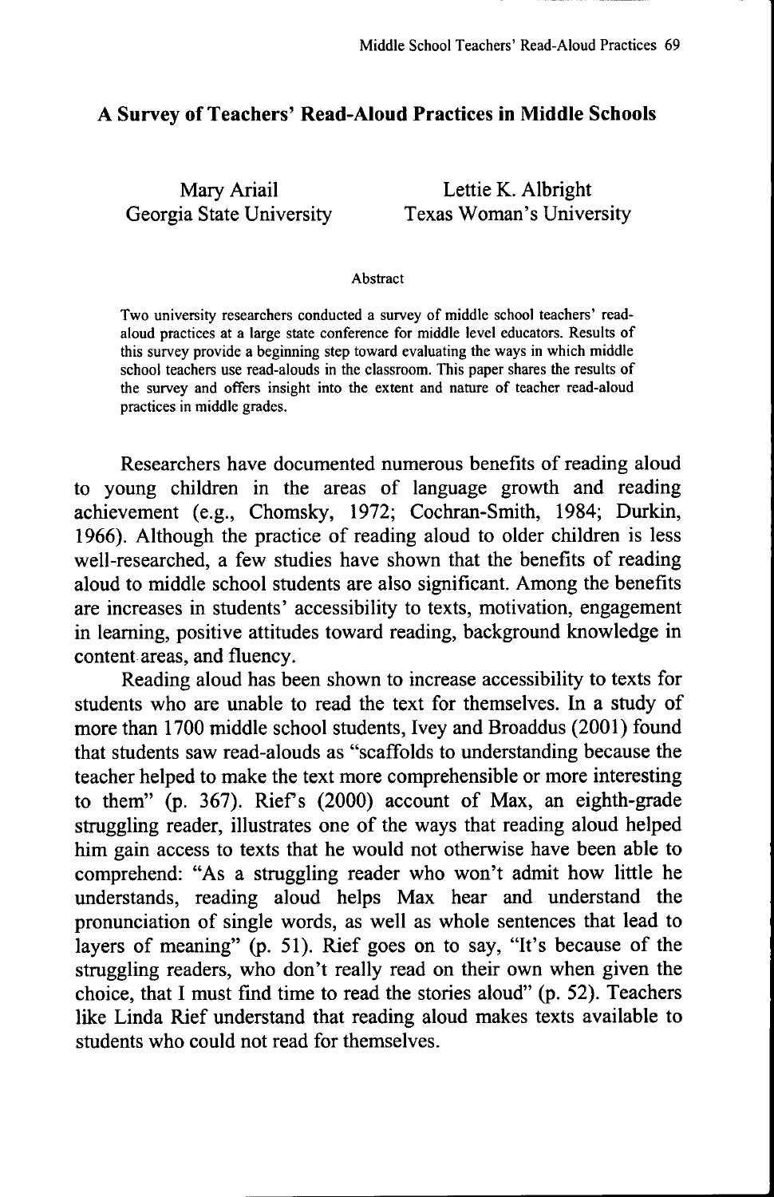# A Survey of Teachers' Read-Aloud Practices in Middle Schools

Mary Ariail
Georgia State University

Lettie K. Albright
Texas Woman's University

## Abstract

Two university researchers conducted a survey of middle school teachers' read-aloud practices at a large state conference for middle level educators. Results of this survey provide a beginning step toward evaluating the ways in which middle school teachers use read-alouds in the classroom. This paper shares the results of the survey and offers insight into the extent and nature of teacher read-aloud practices in middle grades.

Researchers have documented numerous benefits of reading aloud to young children in the areas of language growth and reading achievement (e.g., Chomsky, 1972; Cochran-Smith, 1984; Durkin, 1966). Although the practice of reading aloud to older children is less well-researched, a few studies have shown that the benefits of reading aloud to middle school students are also significant. Among the benefits are increases in students' accessibility to texts, motivation, engagement in learning, positive attitudes toward reading, background knowledge in content areas, and fluency.

Reading aloud has been shown to increase accessibility to texts for students who are unable to read the text for themselves. In a study of more than 1700 middle school students, Ivey and Broaddus (2001) found that students saw read-alouds as "scaffolds to understanding because the teacher helped to make the text more comprehensible or more interesting to them" (p. 367). Rief's (2000) account of Max, an eighth-grade struggling reader, illustrates one of the ways that reading aloud helped him gain access to texts that he would not otherwise have been able to comprehend: "As a struggling reader who won't admit how little he understands, reading aloud helps Max hear and understand the pronunciation of single words, as well as whole sentences that lead to layers of meaning" (p. 51). Rief goes on to say, "It's because of the struggling readers, who don't really read on their own when given the choice, that I must find time to read the stories aloud" (p. 52). Teachers like Linda Rief understand that reading aloud makes texts available to students who could not read for themselves.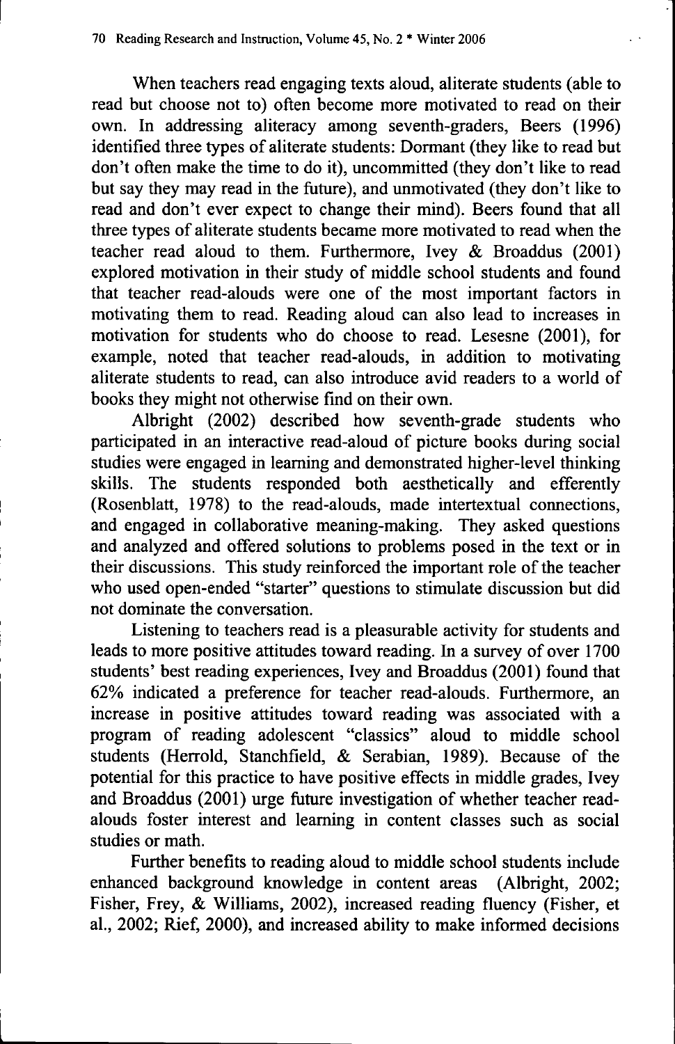When teachers read engaging texts aloud, aliterate students (able to read but choose not to) often become more motivated to read on their own. In addressing aliteracy among seventh-graders, Beers (1996) identified three types of aliterate students: Dormant (they like to read but don't often make the time to do it), uncommitted (they don't like to read but say they may read in the future), and unmotivated (they don't like to read and don't ever expect to change their mind). Beers found that all three types of aliterate students became more motivated to read when the teacher read aloud to them. Furthermore, Ivey & Broaddus (2001) explored motivation in their study of middle school students and found that teacher read-alouds were one of the most important factors in motivating them to read. Reading aloud can also lead to increases in motivation for students who do choose to read. Lesesne (2001), for example, noted that teacher read-alouds, in addition to motivating aliterate students to read, can also introduce avid readers to a world of books they might not otherwise find on their own.

Albright (2002) described how seventh-grade students who participated in an interactive read-aloud of picture books during social studies were engaged in learning and demonstrated higher-level thinking skills. The students responded both aesthetically and efferently (Rosenblatt, 1978) to the read-alouds, made intertextual connections, and engaged in collaborative meaning-making. They asked questions and analyzed and offered solutions to problems posed in the text or in their discussions. This study reinforced the important role of the teacher who used open-ended "starter" questions to stimulate discussion but did not dominate the conversation.

Listening to teachers read is a pleasurable activity for students and leads to more positive attitudes toward reading. In a survey of over 1700 students' best reading experiences, Ivey and Broaddus (2001) found that 62% indicated a preference for teacher read-alouds. Furthermore, an increase in positive attitudes toward reading was associated with a program of reading adolescent "classics" aloud to middle school students (Herrold, Stanchfield, & Serabian, 1989). Because of the potential for this practice to have positive effects in middle grades, Ivey and Broaddus (2001) urge future investigation of whether teacher read-alouds foster interest and learning in content classes such as social studies or math.

Further benefits to reading aloud to middle school students include enhanced background knowledge in content areas (Albright, 2002; Fisher, Frey, & Williams, 2002), increased reading fluency (Fisher, et al., 2002; Rief, 2000), and increased ability to make informed decisions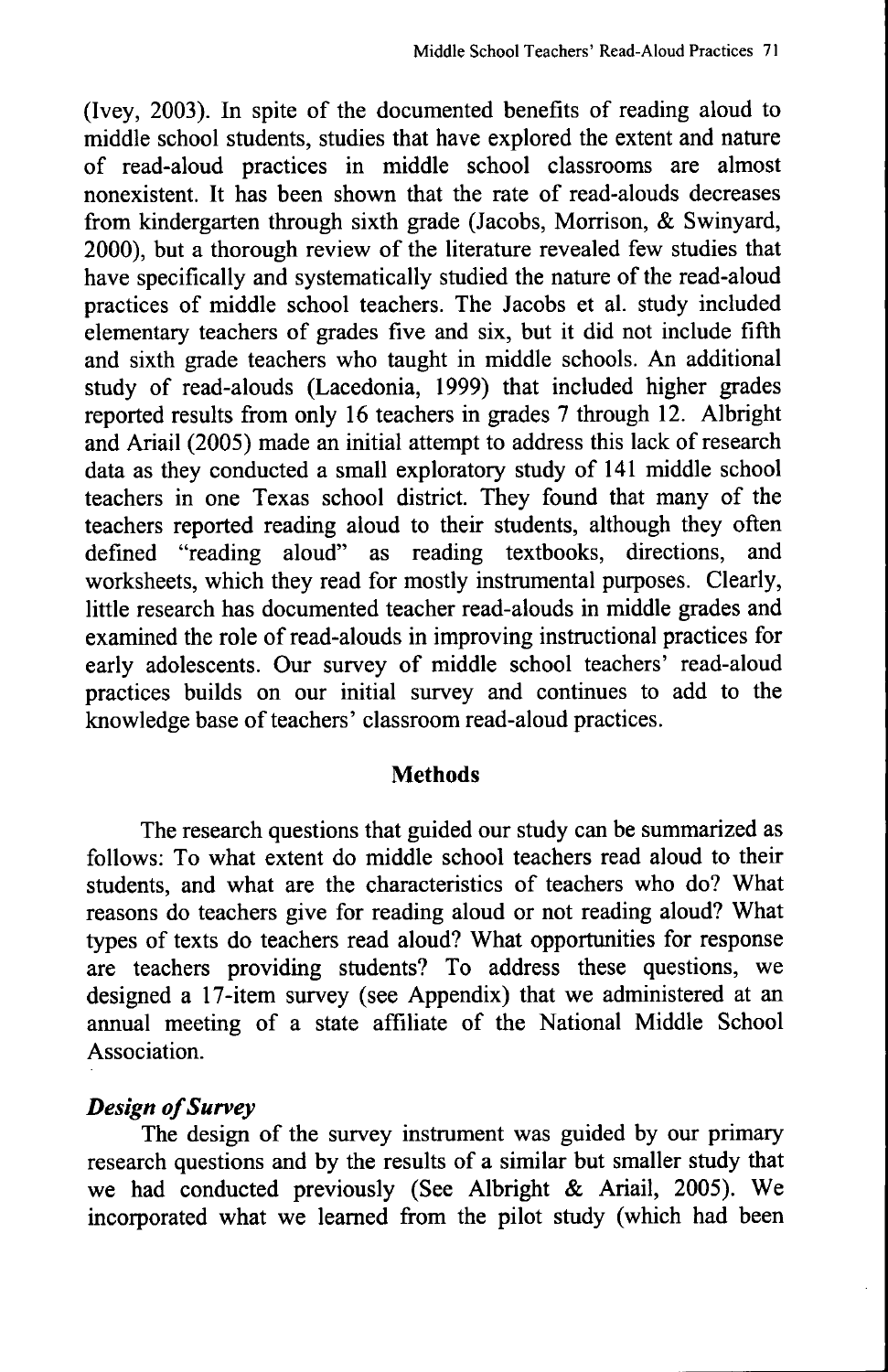(Ivey, 2003). In spite of the documented benefits of reading aloud to middle school students, studies that have explored the extent and nature of read-aloud practices in middle school classrooms are almost nonexistent. It has been shown that the rate of read-alouds decreases from kindergarten through sixth grade (Jacobs, Morrison, & Swinyard, 2000), but a thorough review of the literature revealed few studies that have specifically and systematically studied the nature of the read-aloud practices of middle school teachers. The Jacobs et al. study included elementary teachers of grades five and six, but it did not include fifth and sixth grade teachers who taught in middle schools. An additional study of read-alouds (Lacedonia, 1999) that included higher grades reported results from only 16 teachers in grades 7 through 12. Albright and Ariail (2005) made an initial attempt to address this lack of research data as they conducted a small exploratory study of 141 middle school teachers in one Texas school district. They found that many of the teachers reported reading aloud to their students, although they often defined "reading aloud" as reading textbooks, directions, and worksheets, which they read for mostly instrumental purposes. Clearly, little research has documented teacher read-alouds in middle grades and examined the role of read-alouds in improving instructional practices for early adolescents. Our survey of middle school teachers' read-aloud practices builds on our initial survey and continues to add to the knowledge base of teachers' classroom read-aloud practices.

## Methods

The research questions that guided our study can be summarized as follows: To what extent do middle school teachers read aloud to their students, and what are the characteristics of teachers who do? What reasons do teachers give for reading aloud or not reading aloud? What types of texts do teachers read aloud? What opportunities for response are teachers providing students? To address these questions, we designed a 17-item survey (see Appendix) that we administered at an annual meeting of a state affiliate of the National Middle School Association.

### *Design of Survey*

The design of the survey instrument was guided by our primary research questions and by the results of a similar but smaller study that we had conducted previously (See Albright & Ariail, 2005). We incorporated what we learned from the pilot study (which had been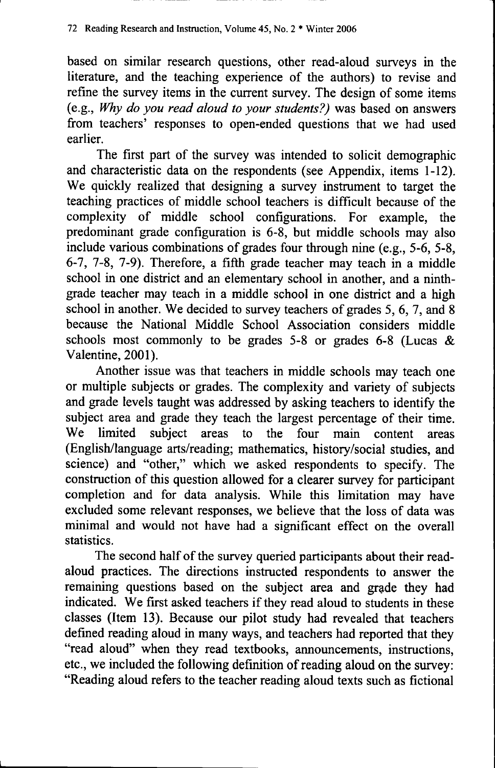based on similar research questions, other read-aloud surveys in the literature, and the teaching experience of the authors) to revise and refine the survey items in the current survey. The design of some items (e.g., *Why do you read aloud to your students?*) was based on answers from teachers' responses to open-ended questions that we had used earlier.

The first part of the survey was intended to solicit demographic and characteristic data on the respondents (see Appendix, items 1-12). We quickly realized that designing a survey instrument to target the teaching practices of middle school teachers is difficult because of the complexity of middle school configurations. For example, the predominant grade configuration is 6-8, but middle schools may also include various combinations of grades four through nine (e.g., 5-6, 5-8, 6-7, 7-8, 7-9). Therefore, a fifth grade teacher may teach in a middle school in one district and an elementary school in another, and a ninth-grade teacher may teach in a middle school in one district and a high school in another. We decided to survey teachers of grades 5, 6, 7, and 8 because the National Middle School Association considers middle schools most commonly to be grades 5-8 or grades 6-8 (Lucas & Valentine, 2001).

Another issue was that teachers in middle schools may teach one or multiple subjects or grades. The complexity and variety of subjects and grade levels taught was addressed by asking teachers to identify the subject area and grade they teach the largest percentage of their time. We limited subject areas to the four main content areas (English/language arts/reading; mathematics, history/social studies, and science) and "other," which we asked respondents to specify. The construction of this question allowed for a clearer survey for participant completion and for data analysis. While this limitation may have excluded some relevant responses, we believe that the loss of data was minimal and would not have had a significant effect on the overall statistics.

The second half of the survey queried participants about their read-aloud practices. The directions instructed respondents to answer the remaining questions based on the subject area and grade they had indicated. We first asked teachers if they read aloud to students in these classes (Item 13). Because our pilot study had revealed that teachers defined reading aloud in many ways, and teachers had reported that they "read aloud" when they read textbooks, announcements, instructions, etc., we included the following definition of reading aloud on the survey: "Reading aloud refers to the teacher reading aloud texts such as fictional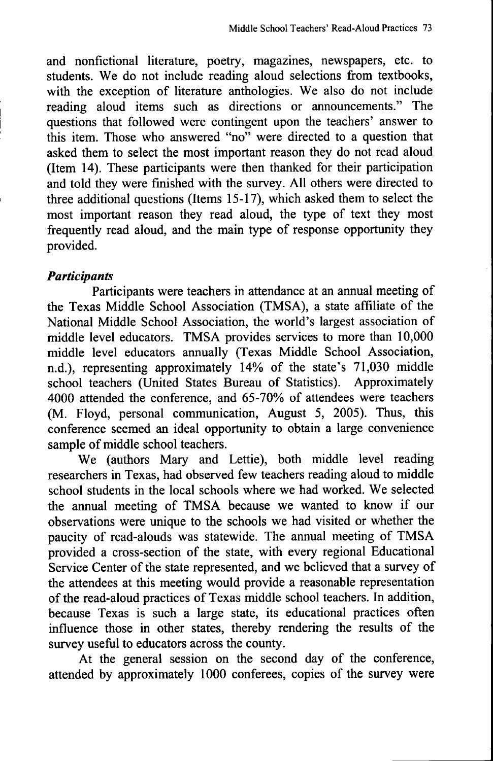and nonfictional literature, poetry, magazines, newspapers, etc. to students. We do not include reading aloud selections from textbooks, with the exception of literature anthologies. We also do not include reading aloud items such as directions or announcements." The questions that followed were contingent upon the teachers' answer to this item. Those who answered "no" were directed to a question that asked them to select the most important reason they do not read aloud (Item 14). These participants were then thanked for their participation and told they were finished with the survey. All others were directed to three additional questions (Items 15-17), which asked them to select the most important reason they read aloud, the type of text they most frequently read aloud, and the main type of response opportunity they provided.

### *Participants*

Participants were teachers in attendance at an annual meeting of the Texas Middle School Association (TMSA), a state affiliate of the National Middle School Association, the world's largest association of middle level educators. TMSA provides services to more than 10,000 middle level educators annually (Texas Middle School Association, n.d.), representing approximately 14% of the state's 71,030 middle school teachers (United States Bureau of Statistics). Approximately 4000 attended the conference, and 65-70% of attendees were teachers (M. Floyd, personal communication, August 5, 2005). Thus, this conference seemed an ideal opportunity to obtain a large convenience sample of middle school teachers.

We (authors Mary and Lettie), both middle level reading researchers in Texas, had observed few teachers reading aloud to middle school students in the local schools where we had worked. We selected the annual meeting of TMSA because we wanted to know if our observations were unique to the schools we had visited or whether the paucity of read-alouds was statewide. The annual meeting of TMSA provided a cross-section of the state, with every regional Educational Service Center of the state represented, and we believed that a survey of the attendees at this meeting would provide a reasonable representation of the read-aloud practices of Texas middle school teachers. In addition, because Texas is such a large state, its educational practices often influence those in other states, thereby rendering the results of the survey useful to educators across the county.

At the general session on the second day of the conference, attended by approximately 1000 conferees, copies of the survey were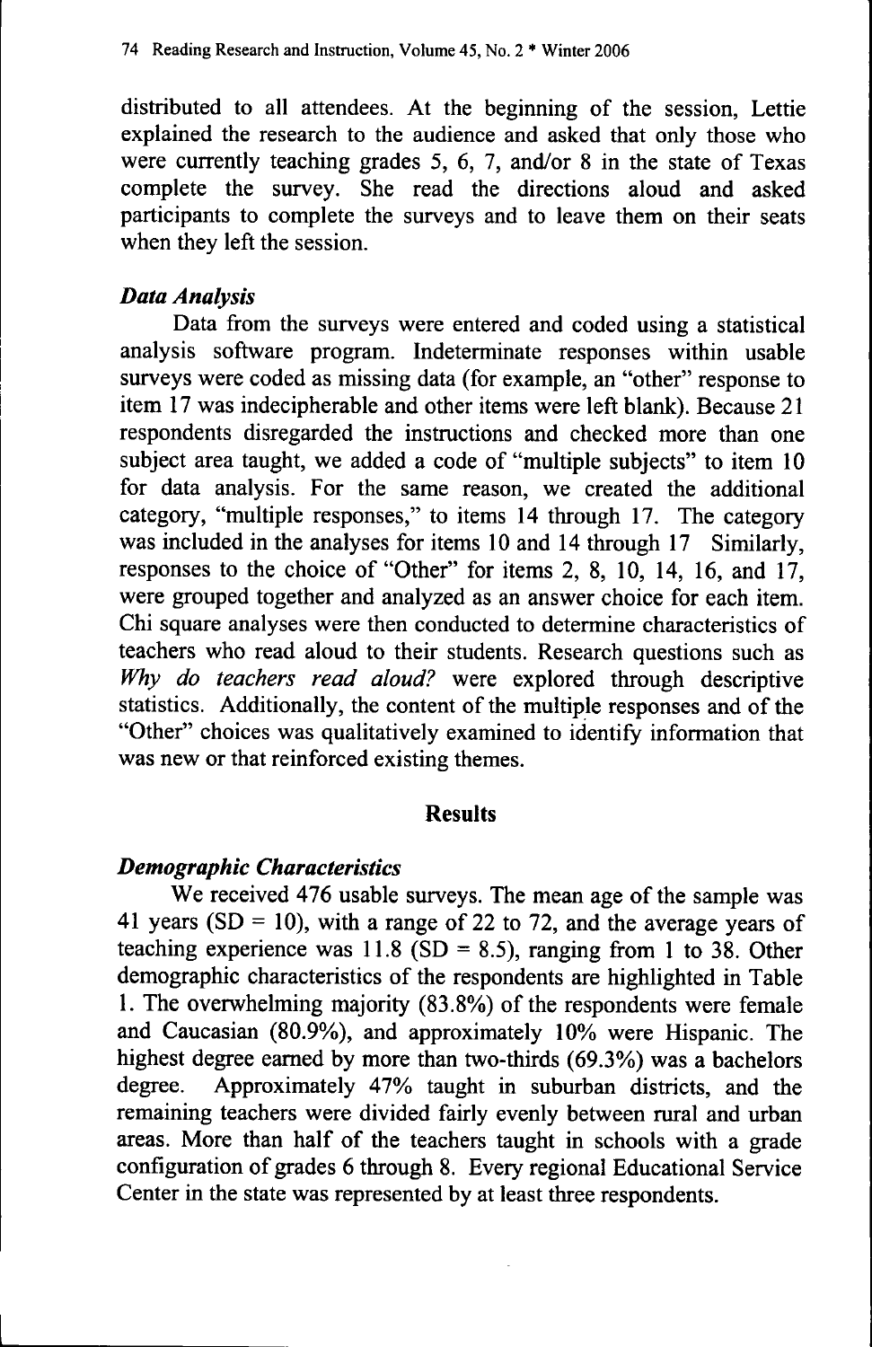distributed to all attendees. At the beginning of the session, Lettie explained the research to the audience and asked that only those who were currently teaching grades 5, 6, 7, and/or 8 in the state of Texas complete the survey. She read the directions aloud and asked participants to complete the surveys and to leave them on their seats when they left the session.

### *Data Analysis*

Data from the surveys were entered and coded using a statistical analysis software program. Indeterminate responses within usable surveys were coded as missing data (for example, an "other" response to item 17 was indecipherable and other items were left blank). Because 21 respondents disregarded the instructions and checked more than one subject area taught, we added a code of "multiple subjects" to item 10 for data analysis. For the same reason, we created the additional category, "multiple responses," to items 14 through 17. The category was included in the analyses for items 10 and 14 through 17 Similarly, responses to the choice of "Other" for items 2, 8, 10, 14, 16, and 17, were grouped together and analyzed as an answer choice for each item. Chi square analyses were then conducted to determine characteristics of teachers who read aloud to their students. Research questions such as *Why do teachers read aloud?* were explored through descriptive statistics. Additionally, the content of the multiple responses and of the "Other" choices was qualitatively examined to identify information that was new or that reinforced existing themes.

## Results

### *Demographic Characteristics*

We received 476 usable surveys. The mean age of the sample was 41 years (SD = 10), with a range of 22 to 72, and the average years of teaching experience was 11.8 (SD = 8.5), ranging from 1 to 38. Other demographic characteristics of the respondents are highlighted in Table 1. The overwhelming majority (83.8%) of the respondents were female and Caucasian (80.9%), and approximately 10% were Hispanic. The highest degree earned by more than two-thirds (69.3%) was a bachelors degree. Approximately 47% taught in suburban districts, and the remaining teachers were divided fairly evenly between rural and urban areas. More than half of the teachers taught in schools with a grade configuration of grades 6 through 8. Every regional Educational Service Center in the state was represented by at least three respondents.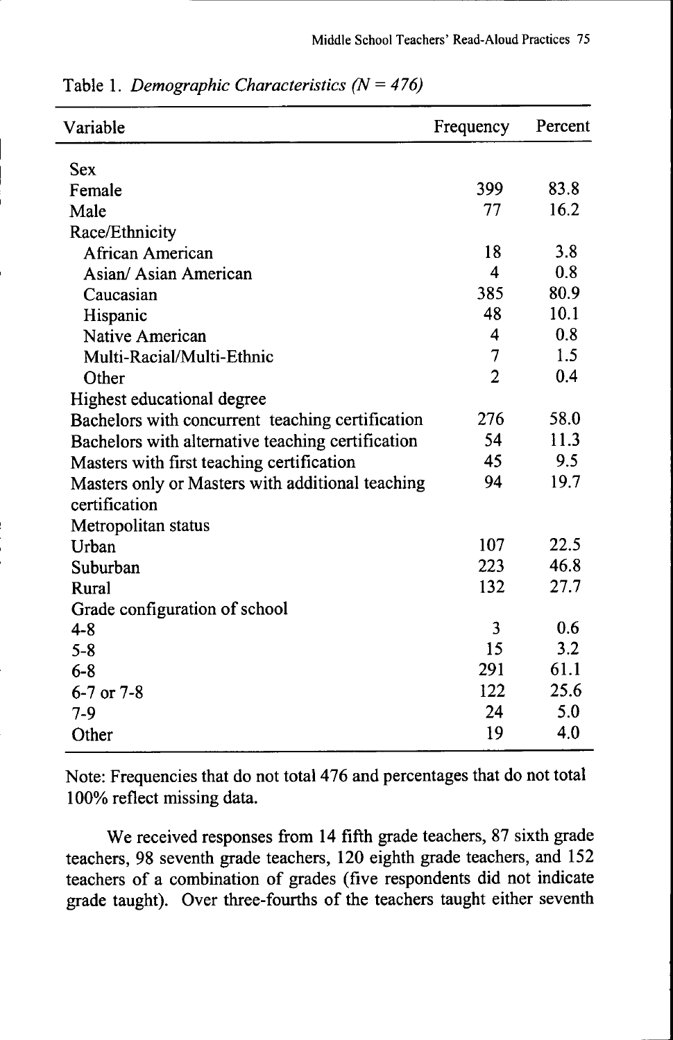Table 1. *Demographic Characteristics (N = 476)*

| Variable | Frequency | Percent |
|---|---|---|
| Sex | | |
| Female | 399 | 83.8 |
| Male | 77 | 16.2 |
| Race/Ethnicity | | |
| African American | 18 | 3.8 |
| Asian/ Asian American | 4 | 0.8 |
| Caucasian | 385 | 80.9 |
| Hispanic | 48 | 10.1 |
| Native American | 4 | 0.8 |
| Multi-Racial/Multi-Ethnic | 7 | 1.5 |
| Other | 2 | 0.4 |
| Highest educational degree | | |
| Bachelors with concurrent teaching certification | 276 | 58.0 |
| Bachelors with alternative teaching certification | 54 | 11.3 |
| Masters with first teaching certification | 45 | 9.5 |
| Masters only or Masters with additional teaching certification | 94 | 19.7 |
| Metropolitan status | | |
| Urban | 107 | 22.5 |
| Suburban | 223 | 46.8 |
| Rural | 132 | 27.7 |
| Grade configuration of school | | |
| 4-8 | 3 | 0.6 |
| 5-8 | 15 | 3.2 |
| 6-8 | 291 | 61.1 |
| 6-7 or 7-8 | 122 | 25.6 |
| 7-9 | 24 | 5.0 |
| Other | 19 | 4.0 |

Note: Frequencies that do not total 476 and percentages that do not total 100% reflect missing data.

We received responses from 14 fifth grade teachers, 87 sixth grade teachers, 98 seventh grade teachers, 120 eighth grade teachers, and 152 teachers of a combination of grades (five respondents did not indicate grade taught). Over three-fourths of the teachers taught either seventh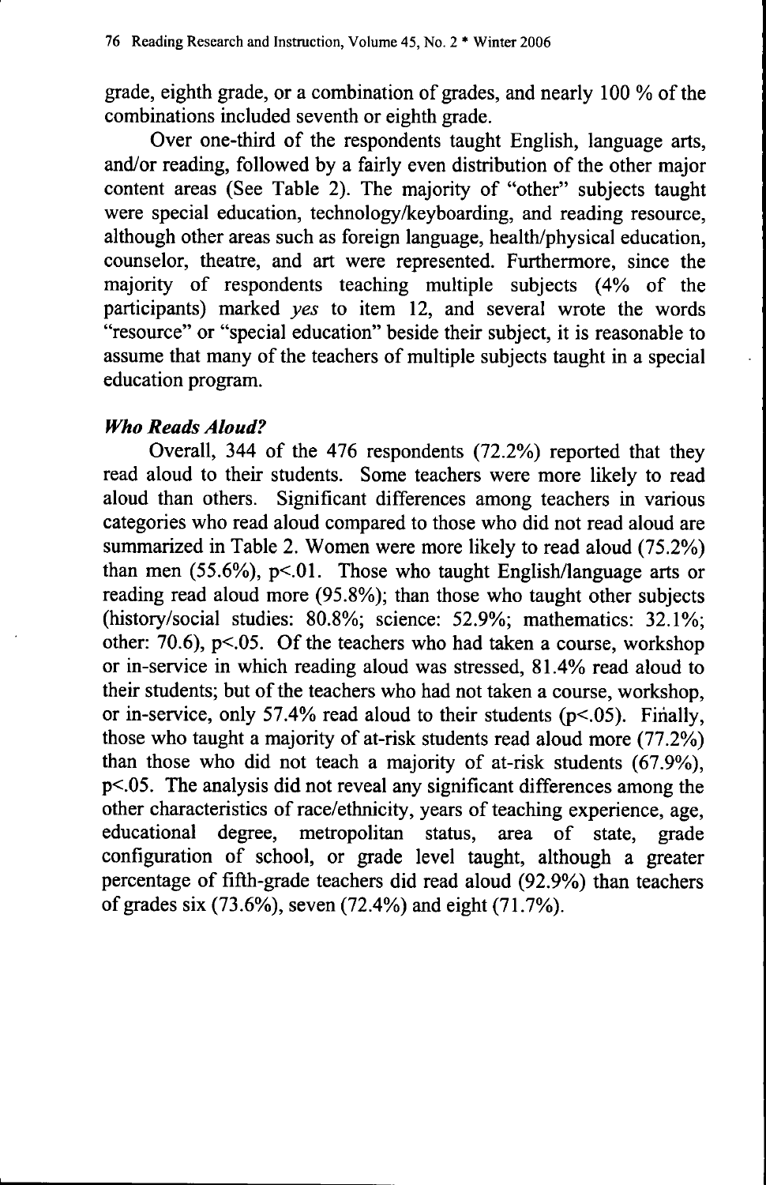grade, eighth grade, or a combination of grades, and nearly 100 % of the combinations included seventh or eighth grade.

Over one-third of the respondents taught English, language arts, and/or reading, followed by a fairly even distribution of the other major content areas (See Table 2). The majority of "other" subjects taught were special education, technology/keyboarding, and reading resource, although other areas such as foreign language, health/physical education, counselor, theatre, and art were represented. Furthermore, since the majority of respondents teaching multiple subjects (4% of the participants) marked *yes* to item 12, and several wrote the words "resource" or "special education" beside their subject, it is reasonable to assume that many of the teachers of multiple subjects taught in a special education program.

### *Who Reads Aloud?*

Overall, 344 of the 476 respondents (72.2%) reported that they read aloud to their students. Some teachers were more likely to read aloud than others. Significant differences among teachers in various categories who read aloud compared to those who did not read aloud are summarized in Table 2. Women were more likely to read aloud (75.2%) than men (55.6%), $p<.01$. Those who taught English/language arts or reading read aloud more (95.8%); than those who taught other subjects (history/social studies: 80.8%; science: 52.9%; mathematics: 32.1%; other: 70.6), $p<.05$. Of the teachers who had taken a course, workshop or in-service in which reading aloud was stressed, 81.4% read aloud to their students; but of the teachers who had not taken a course, workshop, or in-service, only 57.4% read aloud to their students ($p<.05$). Finally, those who taught a majority of at-risk students read aloud more (77.2%) than those who did not teach a majority of at-risk students (67.9%), $p<.05$. The analysis did not reveal any significant differences among the other characteristics of race/ethnicity, years of teaching experience, age, educational degree, metropolitan status, area of state, grade configuration of school, or grade level taught, although a greater percentage of fifth-grade teachers did read aloud (92.9%) than teachers of grades six (73.6%), seven (72.4%) and eight (71.7%).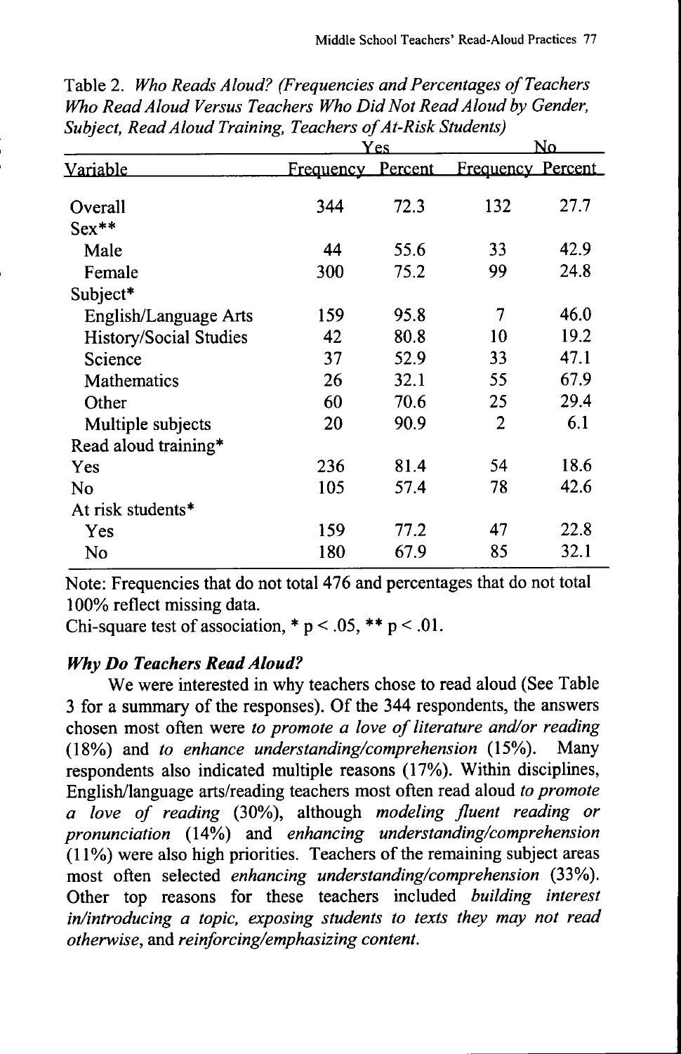Table 2. *Who Reads Aloud? (Frequencies and Percentages of Teachers Who Read Aloud Versus Teachers Who Did Not Read Aloud by Gender, Subject, Read Aloud Training, Teachers of At-Risk Students)*

| | Yes | | No | |
|---|---|---|---|---|
| Variable | Frequency | Percent | Frequency | Percent |
| Overall | 344 | 72.3 | 132 | 27.7 |
| Sex** | | | | |
| Male | 44 | 55.6 | 33 | 42.9 |
| Female | 300 | 75.2 | 99 | 24.8 |
| Subject* | | | | |
| English/Language Arts | 159 | 95.8 | 7 | 46.0 |
| History/Social Studies | 42 | 80.8 | 10 | 19.2 |
| Science | 37 | 52.9 | 33 | 47.1 |
| Mathematics | 26 | 32.1 | 55 | 67.9 |
| Other | 60 | 70.6 | 25 | 29.4 |
| Multiple subjects | 20 | 90.9 | 2 | 6.1 |
| Read aloud training* | | | | |
| Yes | 236 | 81.4 | 54 | 18.6 |
| No | 105 | 57.4 | 78 | 42.6 |
| At risk students* | | | | |
| Yes | 159 | 77.2 | 47 | 22.8 |
| No | 180 | 67.9 | 85 | 32.1 |

Note: Frequencies that do not total 476 and percentages that do not total 100% reflect missing data.

Chi-square test of association, * $p < .05$, ** $p < .01$.

### *Why Do Teachers Read Aloud?*

We were interested in why teachers chose to read aloud (See Table 3 for a summary of the responses). Of the 344 respondents, the answers chosen most often were *to promote a love of literature and/or reading* (18%) and *to enhance understanding/comprehension* (15%). Many respondents also indicated multiple reasons (17%). Within disciplines, English/language arts/reading teachers most often read aloud *to promote a love of reading* (30%), although *modeling fluent reading or pronunciation* (14%) and *enhancing understanding/comprehension* (11%) were also high priorities. Teachers of the remaining subject areas most often selected *enhancing understanding/comprehension* (33%). Other top reasons for these teachers included *building interest in/introducing a topic, exposing students to texts they may not read otherwise*, and *reinforcing/emphasizing content.*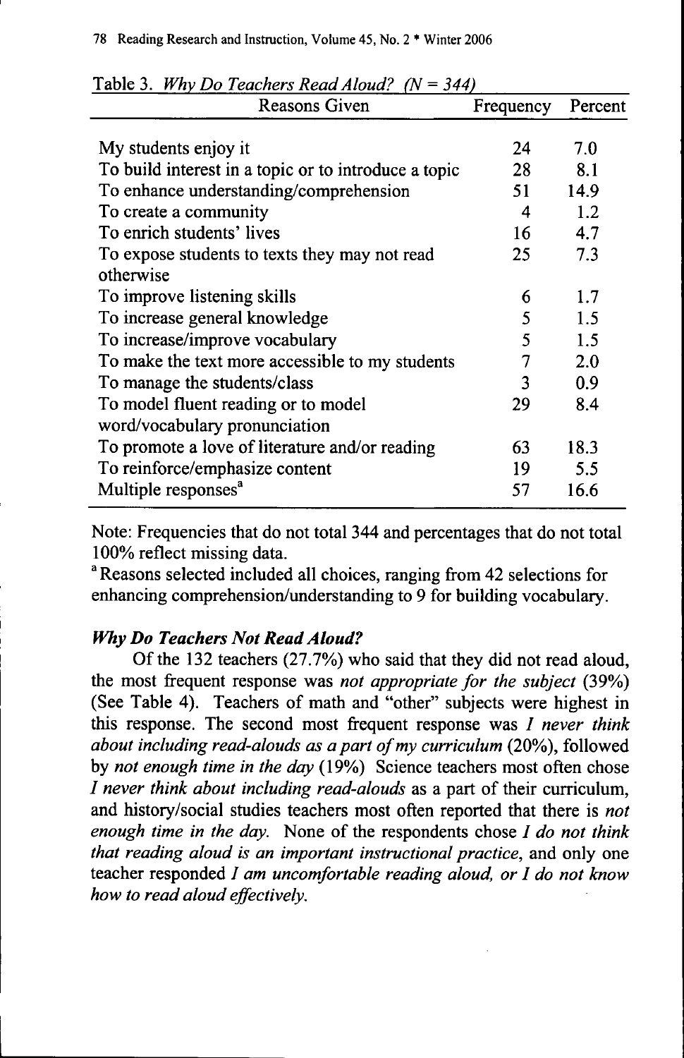Table 3. *Why Do Teachers Read Aloud? (N = 344)*

| Reasons Given | Frequency | Percent |
|---|---|---|
| My students enjoy it | 24 | 7.0 |
| To build interest in a topic or to introduce a topic | 28 | 8.1 |
| To enhance understanding/comprehension | 51 | 14.9 |
| To create a community | 4 | 1.2 |
| To enrich students' lives | 16 | 4.7 |
| To expose students to texts they may not read otherwise | 25 | 7.3 |
| To improve listening skills | 6 | 1.7 |
| To increase general knowledge | 5 | 1.5 |
| To increase/improve vocabulary | 5 | 1.5 |
| To make the text more accessible to my students | 7 | 2.0 |
| To manage the students/class | 3 | 0.9 |
| To model fluent reading or to model word/vocabulary pronunciation | 29 | 8.4 |
| To promote a love of literature and/or reading | 63 | 18.3 |
| To reinforce/emphasize content | 19 | 5.5 |
| Multiple responses[a] | 57 | 16.6 |

Note: Frequencies that do not total 344 and percentages that do not total 100% reflect missing data.

[a] Reasons selected included all choices, ranging from 42 selections for enhancing comprehension/understanding to 9 for building vocabulary.

### *Why Do Teachers Not Read Aloud?*

Of the 132 teachers (27.7%) who said that they did not read aloud, the most frequent response was *not appropriate for the subject* (39%) (See Table 4). Teachers of math and "other" subjects were highest in this response. The second most frequent response was *I never think about including read-alouds as a part of my curriculum* (20%), followed by *not enough time in the day* (19%) Science teachers most often chose *I never think about including read-alouds* as a part of their curriculum, and history/social studies teachers most often reported that there is *not enough time in the day.* None of the respondents chose *I do not think that reading aloud is an important instructional practice*, and only one teacher responded *I am uncomfortable reading aloud, or I do not know how to read aloud effectively.*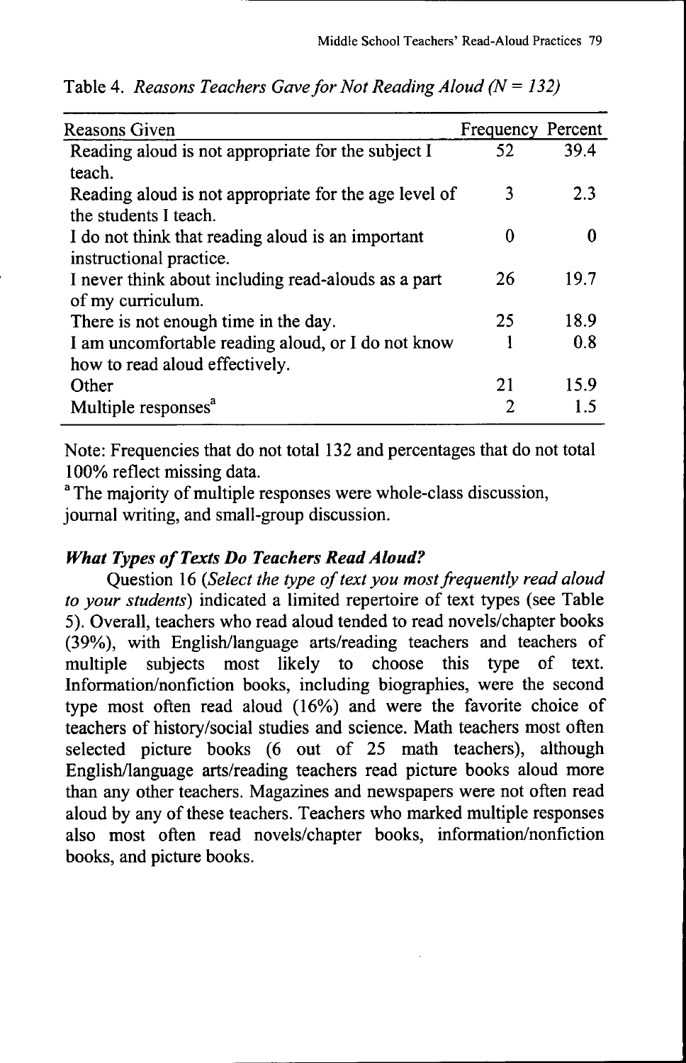Table 4. *Reasons Teachers Gave for Not Reading Aloud (N = 132)*

| Reasons Given | Frequency | Percent |
|---|---|---|
| Reading aloud is not appropriate for the subject I teach. | 52 | 39.4 |
| Reading aloud is not appropriate for the age level of the students I teach. | 3 | 2.3 |
| I do not think that reading aloud is an important instructional practice. | 0 | 0 |
| I never think about including read-alouds as a part of my curriculum. | 26 | 19.7 |
| There is not enough time in the day. | 25 | 18.9 |
| I am uncomfortable reading aloud, or I do not know how to read aloud effectively. | 1 | 0.8 |
| Other | 21 | 15.9 |
| Multiple responses[a] | 2 | 1.5 |

Note: Frequencies that do not total 132 and percentages that do not total 100% reflect missing data.

[a] The majority of multiple responses were whole-class discussion, journal writing, and small-group discussion.

### *What Types of Texts Do Teachers Read Aloud?*

Question 16 (*Select the type of text you most frequently read aloud to your students*) indicated a limited repertoire of text types (see Table 5). Overall, teachers who read aloud tended to read novels/chapter books (39%), with English/language arts/reading teachers and teachers of multiple subjects most likely to choose this type of text. Information/nonfiction books, including biographies, were the second type most often read aloud (16%) and were the favorite choice of teachers of history/social studies and science. Math teachers most often selected picture books (6 out of 25 math teachers), although English/language arts/reading teachers read picture books aloud more than any other teachers. Magazines and newspapers were not often read aloud by any of these teachers. Teachers who marked multiple responses also most often read novels/chapter books, information/nonfiction books, and picture books.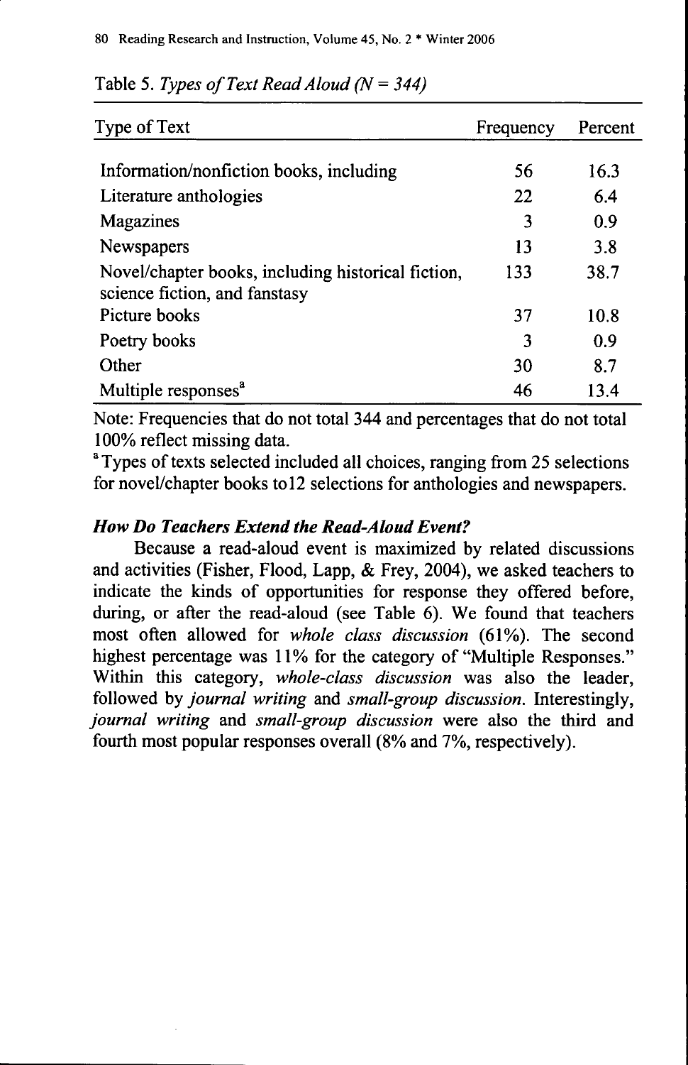Table 5. *Types of Text Read Aloud (N = 344)*

| Type of Text | Frequency | Percent |
|---|---|---|
| Information/nonfiction books, including | 56 | 16.3 |
| Literature anthologies | 22 | 6.4 |
| Magazines | 3 | 0.9 |
| Newspapers | 13 | 3.8 |
| Novel/chapter books, including historical fiction, science fiction, and fanstasy | 133 | 38.7 |
| Picture books | 37 | 10.8 |
| Poetry books | 3 | 0.9 |
| Other | 30 | 8.7 |
| Multiple responses[a] | 46 | 13.4 |

Note: Frequencies that do not total 344 and percentages that do not total 100% reflect missing data.

[a] Types of texts selected included all choices, ranging from 25 selections for novel/chapter books to12 selections for anthologies and newspapers.

### *How Do Teachers Extend the Read-Aloud Event?*

Because a read-aloud event is maximized by related discussions and activities (Fisher, Flood, Lapp, & Frey, 2004), we asked teachers to indicate the kinds of opportunities for response they offered before, during, or after the read-aloud (see Table 6). We found that teachers most often allowed for *whole class discussion* (61%). The second highest percentage was 11% for the category of "Multiple Responses." Within this category, *whole-class discussion* was also the leader, followed by *journal writing* and *small-group discussion*. Interestingly, *journal writing* and *small-group discussion* were also the third and fourth most popular responses overall (8% and 7%, respectively).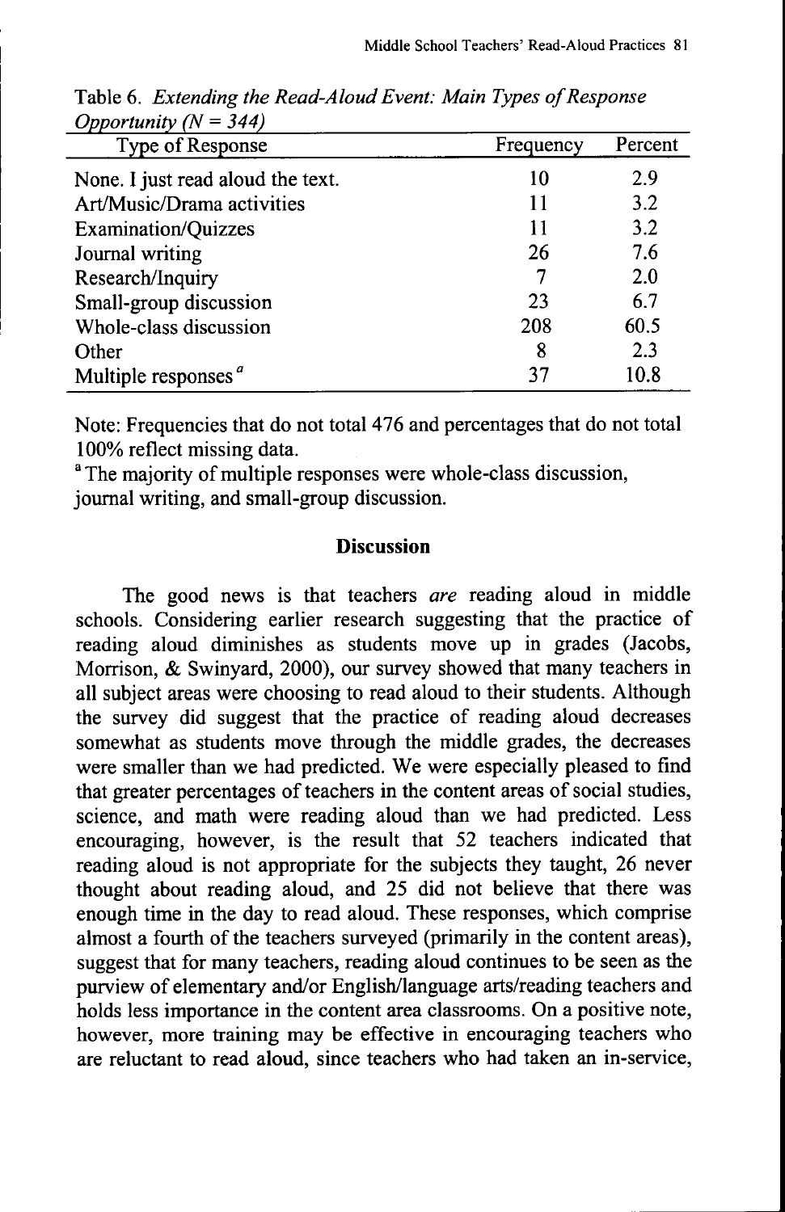Table 6. *Extending the Read-Aloud Event: Main Types of Response Opportunity (N = 344)*

| Type of Response | Frequency | Percent |
|---|---|---|
| None. I just read aloud the text. | 10 | 2.9 |
| Art/Music/Drama activities | 11 | 3.2 |
| Examination/Quizzes | 11 | 3.2 |
| Journal writing | 26 | 7.6 |
| Research/Inquiry | 7 | 2.0 |
| Small-group discussion | 23 | 6.7 |
| Whole-class discussion | 208 | 60.5 |
| Other | 8 | 2.3 |
| Multiple responses [a] | 37 | 10.8 |

Note: Frequencies that do not total 476 and percentages that do not total 100% reflect missing data.

[a] The majority of multiple responses were whole-class discussion, journal writing, and small-group discussion.

## Discussion

The good news is that teachers *are* reading aloud in middle schools. Considering earlier research suggesting that the practice of reading aloud diminishes as students move up in grades (Jacobs, Morrison, & Swinyard, 2000), our survey showed that many teachers in all subject areas were choosing to read aloud to their students. Although the survey did suggest that the practice of reading aloud decreases somewhat as students move through the middle grades, the decreases were smaller than we had predicted. We were especially pleased to find that greater percentages of teachers in the content areas of social studies, science, and math were reading aloud than we had predicted. Less encouraging, however, is the result that 52 teachers indicated that reading aloud is not appropriate for the subjects they taught, 26 never thought about reading aloud, and 25 did not believe that there was enough time in the day to read aloud. These responses, which comprise almost a fourth of the teachers surveyed (primarily in the content areas), suggest that for many teachers, reading aloud continues to be seen as the purview of elementary and/or English/language arts/reading teachers and holds less importance in the content area classrooms. On a positive note, however, more training may be effective in encouraging teachers who are reluctant to read aloud, since teachers who had taken an in-service,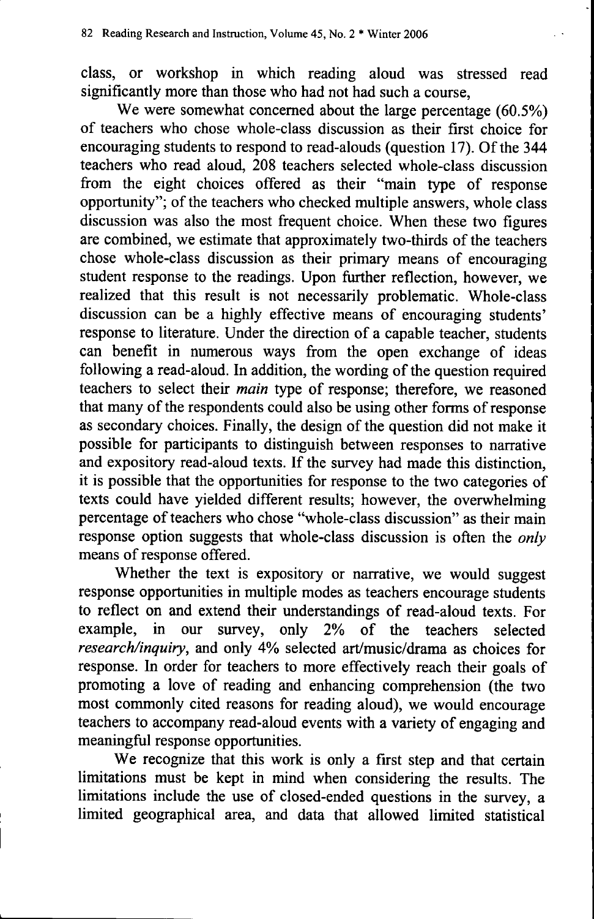class, or workshop in which reading aloud was stressed read significantly more than those who had not had such a course,

We were somewhat concerned about the large percentage (60.5%) of teachers who chose whole-class discussion as their first choice for encouraging students to respond to read-alouds (question 17). Of the 344 teachers who read aloud, 208 teachers selected whole-class discussion from the eight choices offered as their "main type of response opportunity"; of the teachers who checked multiple answers, whole class discussion was also the most frequent choice. When these two figures are combined, we estimate that approximately two-thirds of the teachers chose whole-class discussion as their primary means of encouraging student response to the readings. Upon further reflection, however, we realized that this result is not necessarily problematic. Whole-class discussion can be a highly effective means of encouraging students' response to literature. Under the direction of a capable teacher, students can benefit in numerous ways from the open exchange of ideas following a read-aloud. In addition, the wording of the question required teachers to select their *main* type of response; therefore, we reasoned that many of the respondents could also be using other forms of response as secondary choices. Finally, the design of the question did not make it possible for participants to distinguish between responses to narrative and expository read-aloud texts. If the survey had made this distinction, it is possible that the opportunities for response to the two categories of texts could have yielded different results; however, the overwhelming percentage of teachers who chose "whole-class discussion" as their main response option suggests that whole-class discussion is often the *only* means of response offered.

Whether the text is expository or narrative, we would suggest response opportunities in multiple modes as teachers encourage students to reflect on and extend their understandings of read-aloud texts. For example, in our survey, only 2% of the teachers selected *research/inquiry*, and only 4% selected art/music/drama as choices for response. In order for teachers to more effectively reach their goals of promoting a love of reading and enhancing comprehension (the two most commonly cited reasons for reading aloud), we would encourage teachers to accompany read-aloud events with a variety of engaging and meaningful response opportunities.

We recognize that this work is only a first step and that certain limitations must be kept in mind when considering the results. The limitations include the use of closed-ended questions in the survey, a limited geographical area, and data that allowed limited statistical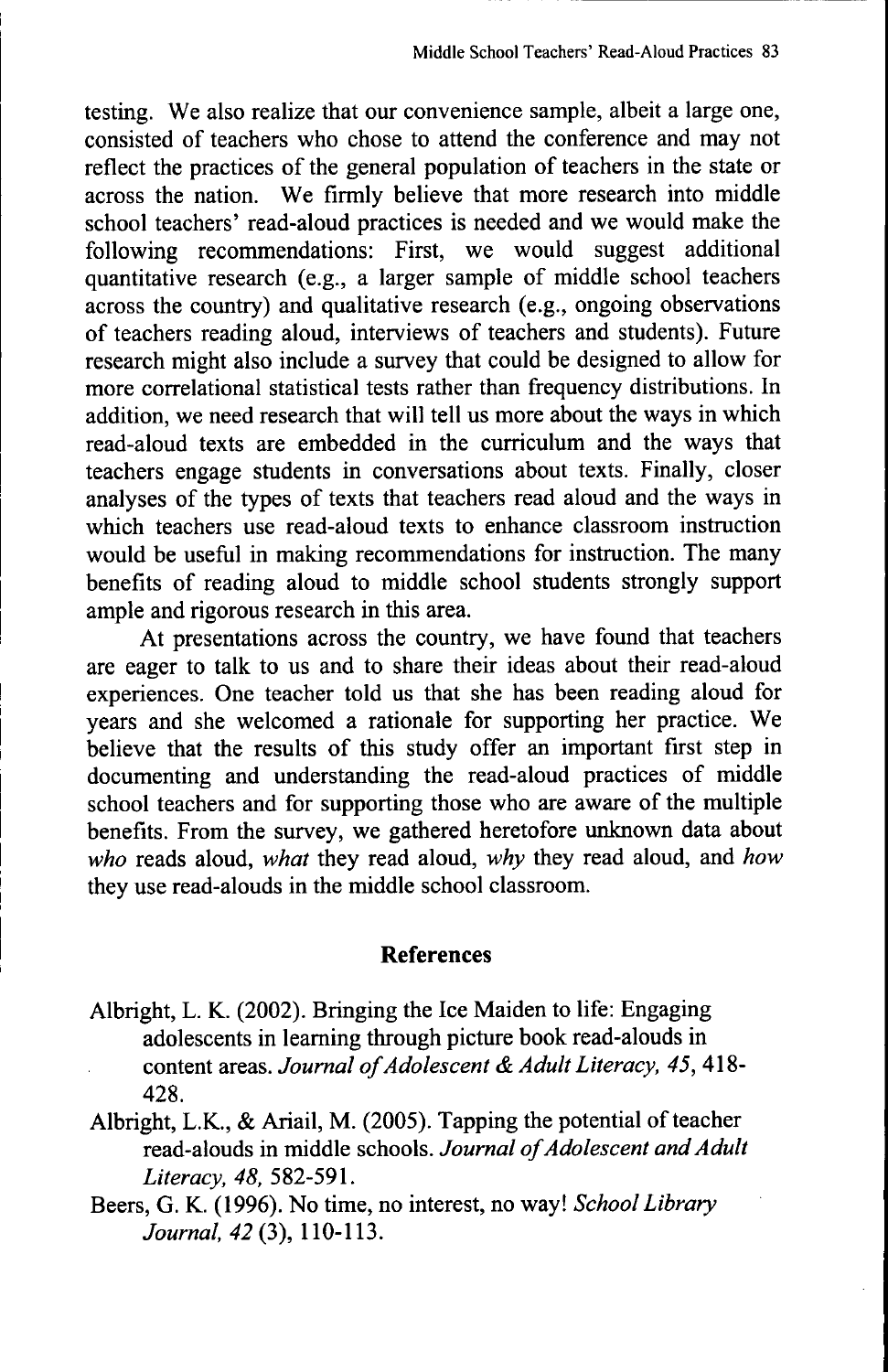testing. We also realize that our convenience sample, albeit a large one, consisted of teachers who chose to attend the conference and may not reflect the practices of the general population of teachers in the state or across the nation. We firmly believe that more research into middle school teachers' read-aloud practices is needed and we would make the following recommendations: First, we would suggest additional quantitative research (e.g., a larger sample of middle school teachers across the country) and qualitative research (e.g., ongoing observations of teachers reading aloud, interviews of teachers and students). Future research might also include a survey that could be designed to allow for more correlational statistical tests rather than frequency distributions. In addition, we need research that will tell us more about the ways in which read-aloud texts are embedded in the curriculum and the ways that teachers engage students in conversations about texts. Finally, closer analyses of the types of texts that teachers read aloud and the ways in which teachers use read-aloud texts to enhance classroom instruction would be useful in making recommendations for instruction. The many benefits of reading aloud to middle school students strongly support ample and rigorous research in this area.

At presentations across the country, we have found that teachers are eager to talk to us and to share their ideas about their read-aloud experiences. One teacher told us that she has been reading aloud for years and she welcomed a rationale for supporting her practice. We believe that the results of this study offer an important first step in documenting and understanding the read-aloud practices of middle school teachers and for supporting those who are aware of the multiple benefits. From the survey, we gathered heretofore unknown data about *who* reads aloud, *what* they read aloud, *why* they read aloud, and *how* they use read-alouds in the middle school classroom.

## References

Albright, L. K. (2002). Bringing the Ice Maiden to life: Engaging adolescents in learning through picture book read-alouds in content areas. *Journal of Adolescent & Adult Literacy, 45*, 418-428.

Albright, L.K., & Ariail, M. (2005). Tapping the potential of teacher read-alouds in middle schools. *Journal of Adolescent and Adult Literacy, 48,* 582-591.

Beers, G. K. (1996). No time, no interest, no way! *School Library Journal, 42* (3), 110-113.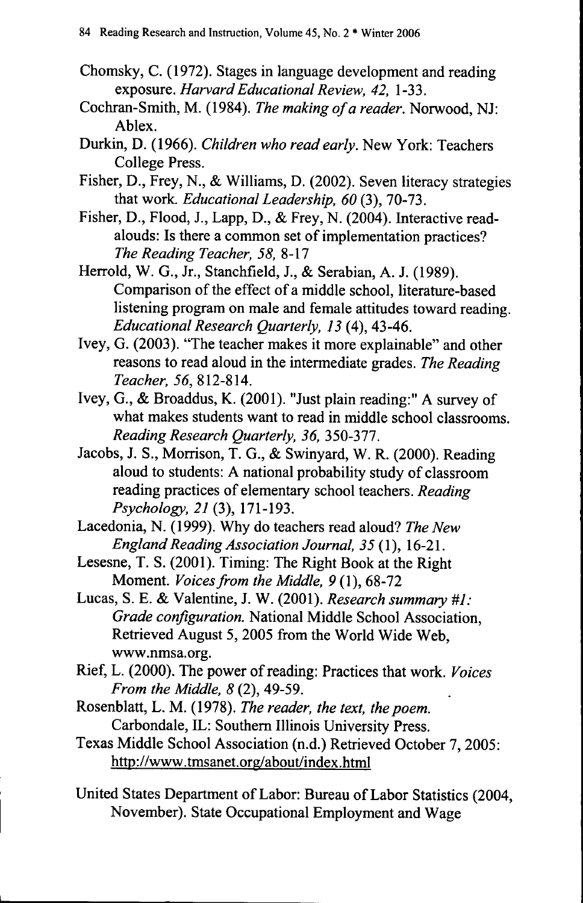Chomsky, C. (1972). Stages in language development and reading exposure. *Harvard Educational Review, 42,* 1-33.

Cochran-Smith, M. (1984). *The making of a reader.* Norwood, NJ: Ablex.

Durkin, D. (1966). *Children who read early.* New York: Teachers College Press.

Fisher, D., Frey, N., & Williams, D. (2002). Seven literacy strategies that work. *Educational Leadership, 60* (3), 70-73.

Fisher, D., Flood, J., Lapp, D., & Frey, N. (2004). Interactive read-alouds: Is there a common set of implementation practices? *The Reading Teacher, 58,* 8-17

Herrold, W. G., Jr., Stanchfield, J., & Serabian, A. J. (1989). Comparison of the effect of a middle school, literature-based listening program on male and female attitudes toward reading. *Educational Research Quarterly, 13* (4), 43-46.

Ivey, G. (2003). "The teacher makes it more explainable" and other reasons to read aloud in the intermediate grades. *The Reading Teacher, 56,* 812-814.

Ivey, G., & Broaddus, K. (2001). "Just plain reading:" A survey of what makes students want to read in middle school classrooms. *Reading Research Quarterly, 36,* 350-377.

Jacobs, J. S., Morrison, T. G., & Swinyard, W. R. (2000). Reading aloud to students: A national probability study of classroom reading practices of elementary school teachers. *Reading Psychology, 21* (3), 171-193.

Lacedonia, N. (1999). Why do teachers read aloud? *The New England Reading Association Journal, 35* (1), 16-21.

Lesesne, T. S. (2001). Timing: The Right Book at the Right Moment. *Voices from the Middle, 9* (1), 68-72

Lucas, S. E. & Valentine, J. W. (2001). *Research summary #1: Grade configuration.* National Middle School Association, Retrieved August 5, 2005 from the World Wide Web, www.nmsa.org.

Rief, L. (2000). The power of reading: Practices that work. *Voices From the Middle, 8* (2), 49-59.

Rosenblatt, L. M. (1978). *The reader, the text, the poem.* Carbondale, IL: Southern Illinois University Press.

Texas Middle School Association (n.d.) Retrieved October 7, 2005: http://www.tmsanet.org/about/index.html

United States Department of Labor: Bureau of Labor Statistics (2004, November). State Occupational Employment and Wage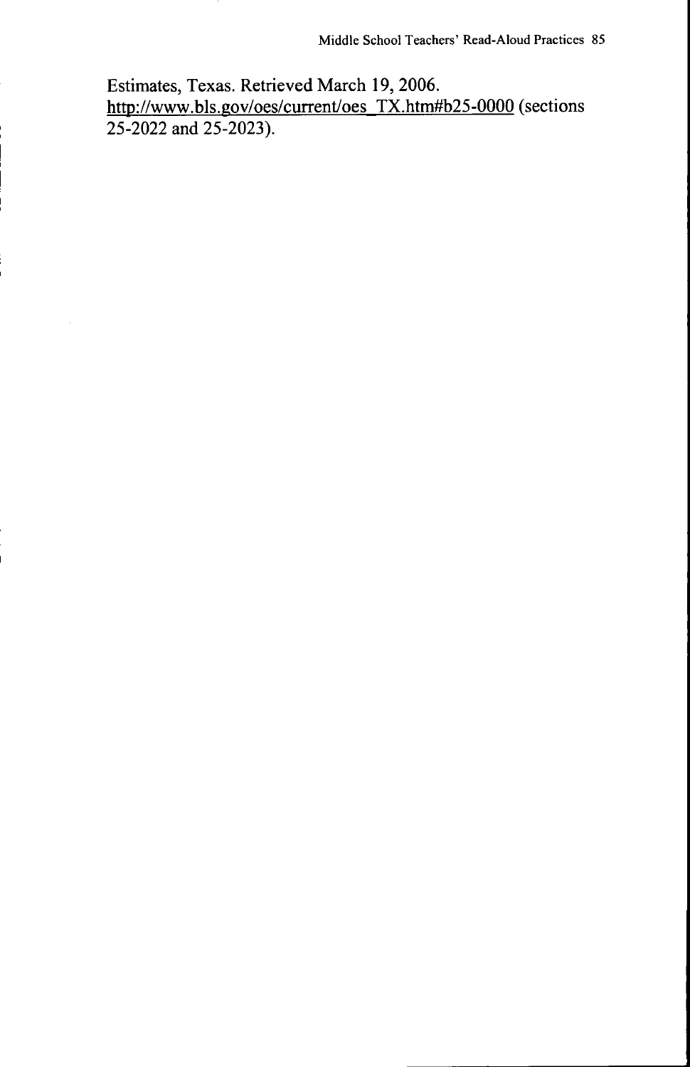Estimates, Texas. Retrieved March 19, 2006.
http://www.bls.gov/oes/current/oes_TX.htm#b25-0000 (sections 25-2022 and 25-2023).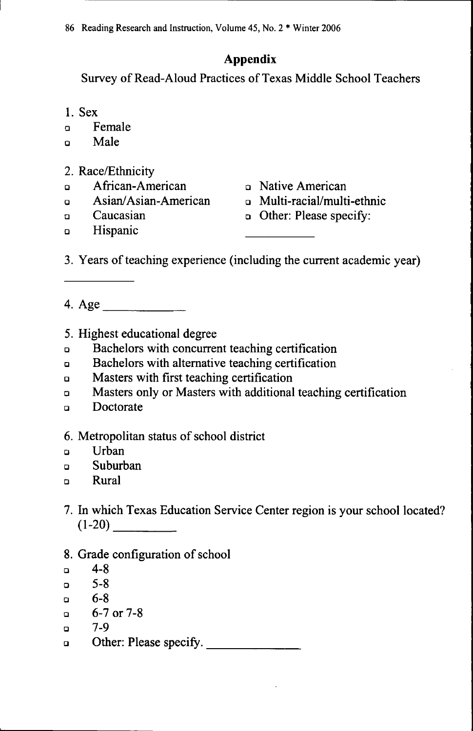## Appendix

Survey of Read-Aloud Practices of Texas Middle School Teachers

1. Sex

- ☐ Female
- ☐ Male

2. Race/Ethnicity

- ☐ African-American
- ☐ Asian/Asian-American
- ☐ Caucasian
- ☐ Hispanic
- ☐ Native American
- ☐ Multi-racial/multi-ethnic
- ☐ Other: Please specify: ___________

3. Years of teaching experience (including the current academic year)

___________

4. Age ____________

5. Highest educational degree

- ☐ Bachelors with concurrent teaching certification
- ☐ Bachelors with alternative teaching certification
- ☐ Masters with first teaching certification
- ☐ Masters only or Masters with additional teaching certification
- ☐ Doctorate

6. Metropolitan status of school district

- ☐ Urban
- ☐ Suburban
- ☐ Rural

7. In which Texas Education Service Center region is your school located? (1-20) _________

8. Grade configuration of school

- ☐ 4-8
- ☐ 5-8
- ☐ 6-8
- ☐ 6-7 or 7-8
- ☐ 7-9
- ☐ Other: Please specify. ______________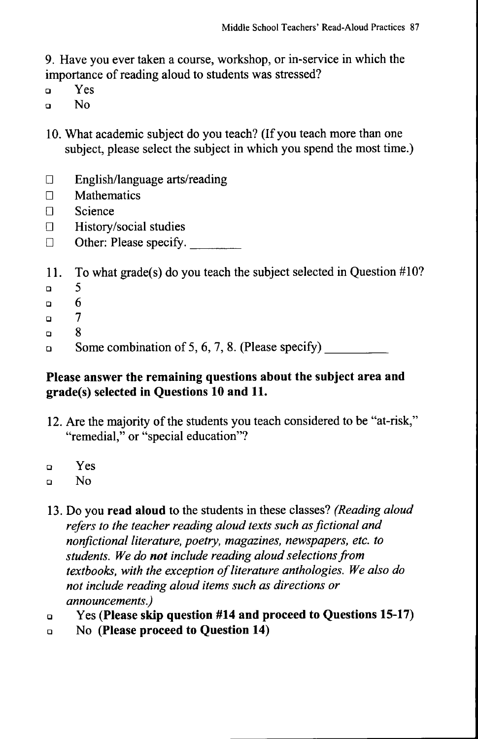9. Have you ever taken a course, workshop, or in-service in which the importance of reading aloud to students was stressed?

- ☐ Yes
- ☐ No

10. What academic subject do you teach? (If you teach more than one subject, please select the subject in which you spend the most time.)

- ☐ English/language arts/reading
- ☐ Mathematics
- ☐ Science
- ☐ History/social studies
- ☐ Other: Please specify. ________

11. To what grade(s) do you teach the subject selected in Question #10?

- ☐ 5
- ☐ 6
- ☐ 7
- ☐ 8
- ☐ Some combination of 5, 6, 7, 8. (Please specify) __________

**Please answer the remaining questions about the subject area and grade(s) selected in Questions 10 and 11.**

12. Are the majority of the students you teach considered to be "at-risk," "remedial," or "special education"?

- ☐ Yes
- ☐ No

13. Do you **read aloud** to the students in these classes? *(Reading aloud refers to the teacher reading aloud texts such as fictional and nonfictional literature, poetry, magazines, newspapers, etc. to students. We do* ***not*** *include reading aloud selections from textbooks, with the exception of literature anthologies. We also do not include reading aloud items such as directions or announcements.)*

- ☐ Yes **(Please skip question #14 and proceed to Questions 15-17)**
- ☐ No **(Please proceed to Question 14)**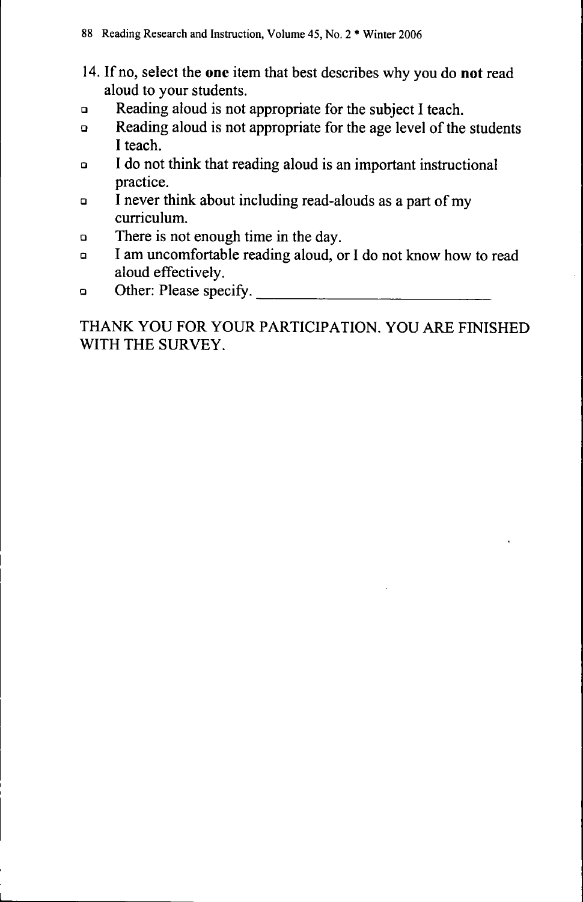14. If no, select the **one** item that best describes why you do **not** read aloud to your students.

- ❑ Reading aloud is not appropriate for the subject I teach.
- ❑ Reading aloud is not appropriate for the age level of the students I teach.
- ❑ I do not think that reading aloud is an important instructional practice.
- ❑ I never think about including read-alouds as a part of my curriculum.
- ❑ There is not enough time in the day.
- ❑ I am uncomfortable reading aloud, or I do not know how to read aloud effectively.
- ❑ Other: Please specify. ______________________________

THANK YOU FOR YOUR PARTICIPATION. YOU ARE FINISHED WITH THE SURVEY.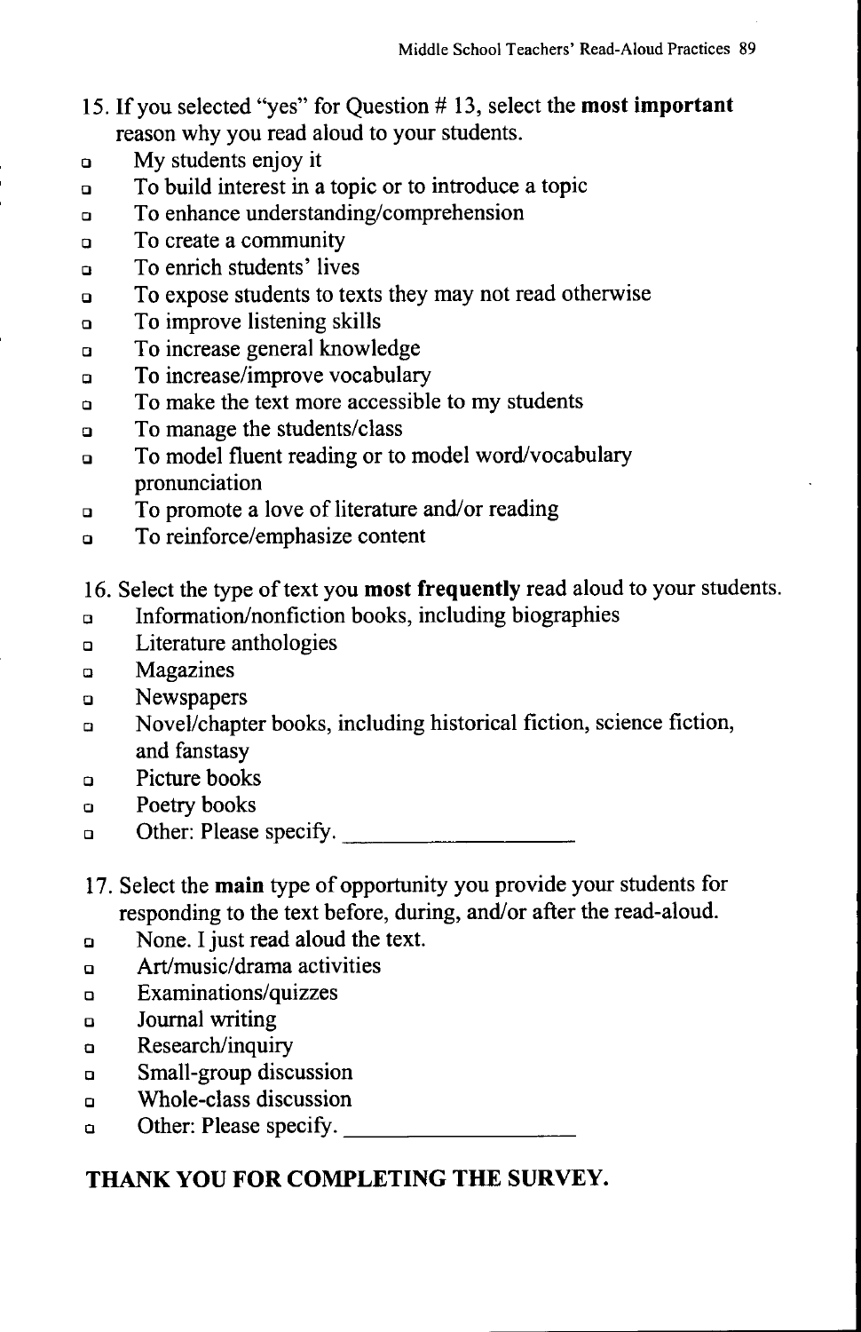15. If you selected "yes" for Question # 13, select the **most important** reason why you read aloud to your students.

- ☐ My students enjoy it
- ☐ To build interest in a topic or to introduce a topic
- ☐ To enhance understanding/comprehension
- ☐ To create a community
- ☐ To enrich students' lives
- ☐ To expose students to texts they may not read otherwise
- ☐ To improve listening skills
- ☐ To increase general knowledge
- ☐ To increase/improve vocabulary
- ☐ To make the text more accessible to my students
- ☐ To manage the students/class
- ☐ To model fluent reading or to model word/vocabulary pronunciation
- ☐ To promote a love of literature and/or reading
- ☐ To reinforce/emphasize content

16. Select the type of text you **most frequently** read aloud to your students.

- ☐ Information/nonfiction books, including biographies
- ☐ Literature anthologies
- ☐ Magazines
- ☐ Newspapers
- ☐ Novel/chapter books, including historical fiction, science fiction, and fanstasy
- ☐ Picture books
- ☐ Poetry books
- ☐ Other: Please specify. ____________________

17. Select the **main** type of opportunity you provide your students for responding to the text before, during, and/or after the read-aloud.

- ☐ None. I just read aloud the text.
- ☐ Art/music/drama activities
- ☐ Examinations/quizzes
- ☐ Journal writing
- ☐ Research/inquiry
- ☐ Small-group discussion
- ☐ Whole-class discussion
- ☐ Other: Please specify. ____________________

**THANK YOU FOR COMPLETING THE SURVEY.**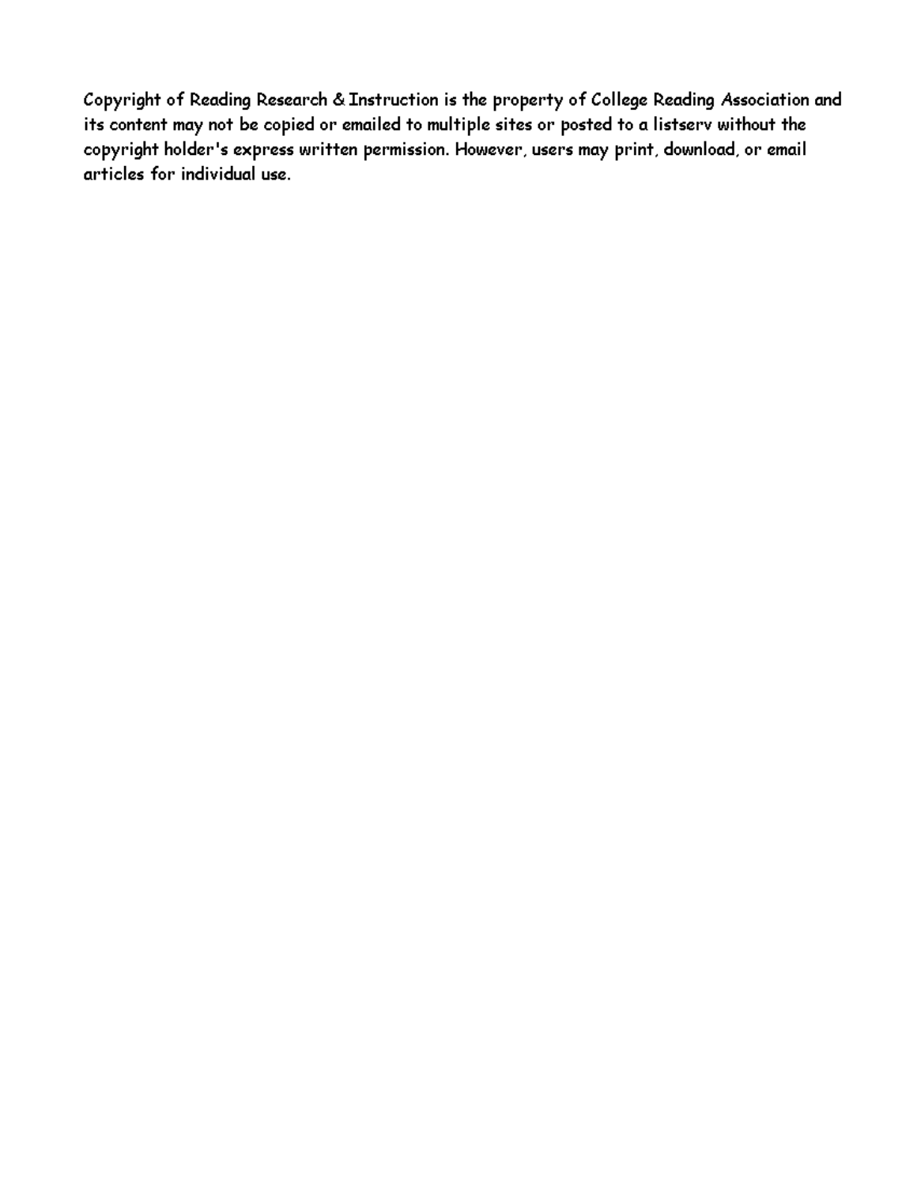Copyright of Reading Research & Instruction is the property of College Reading Association and its content may not be copied or emailed to multiple sites or posted to a listserv without the copyright holder's express written permission. However, users may print, download, or email articles for individual use.